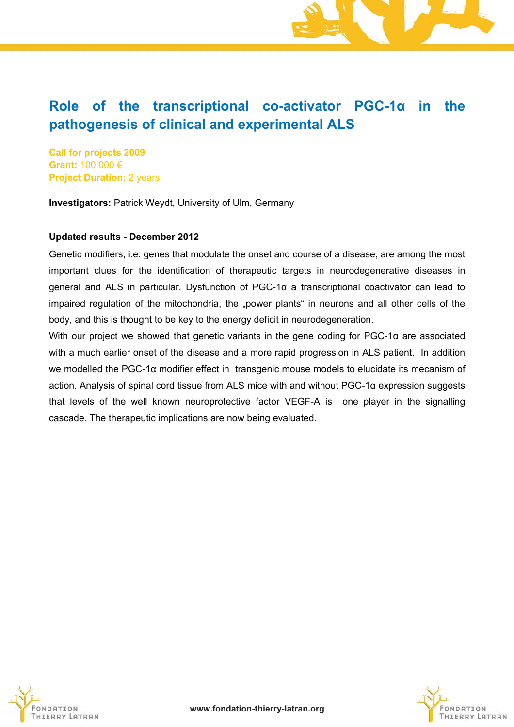# Role of the transcriptional co-activator PGC-1α in the pathogenesis of clinical and experimental ALS

**Call for projects 2009**
**Grant:** 100 000 €
**Project Duration:** 2 years

**Investigators:** Patrick Weydt, University of Ulm, Germany

**Updated results - December 2012**

Genetic modifiers, i.e. genes that modulate the onset and course of a disease, are among the most important clues for the identification of therapeutic targets in neurodegenerative diseases in general and ALS in particular. Dysfunction of PGC-1α a transcriptional coactivator can lead to impaired regulation of the mitochondria, the „power plants" in neurons and all other cells of the body, and this is thought to be key to the energy deficit in neurodegeneration.

With our project we showed that genetic variants in the gene coding for PGC-1α are associated with a much earlier onset of the disease and a more rapid progression in ALS patient. In addition we modelled the PGC-1α modifier effect in transgenic mouse models to elucidate its mecanism of action. Analysis of spinal cord tissue from ALS mice with and without PGC-1α expression suggests that levels of the well known neuroprotective factor VEGF-A is one player in the signalling cascade. The therapeutic implications are now being evaluated.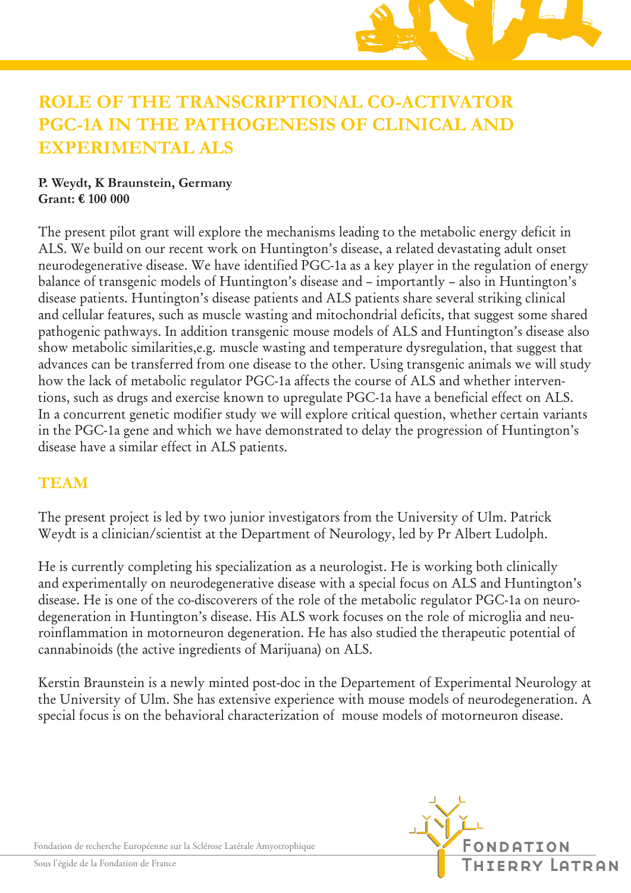# ROLE OF THE TRANSCRIPTIONAL CO-ACTIVATOR PGC-1A IN THE PATHOGENESIS OF CLINICAL AND EXPERIMENTAL ALS

**P. Weydt, K Braunstein, Germany**
**Grant: € 100 000**

The present pilot grant will explore the mechanisms leading to the metabolic energy deficit in ALS. We build on our recent work on Huntington's disease, a related devastating adult onset neurodegenerative disease. We have identified PGC-1a as a key player in the regulation of energy balance of transgenic models of Huntington's disease and – importantly – also in Huntington's disease patients. Huntington's disease patients and ALS patients share several striking clinical and cellular features, such as muscle wasting and mitochondrial deficits, that suggest some shared pathogenic pathways. In addition transgenic mouse models of ALS and Huntington's disease also show metabolic similarities,e.g. muscle wasting and temperature dysregulation, that suggest that advances can be transferred from one disease to the other. Using transgenic animals we will study how the lack of metabolic regulator PGC-1a affects the course of ALS and whether interventions, such as drugs and exercise known to upregulate PGC-1a have a beneficial effect on ALS. In a concurrent genetic modifier study we will explore critical question, whether certain variants in the PGC-1a gene and which we have demonstrated to delay the progression of Huntington's disease have a similar effect in ALS patients.

## TEAM

The present project is led by two junior investigators from the University of Ulm. Patrick Weydt is a clinician/scientist at the Department of Neurology, led by Pr Albert Ludolph.

He is currently completing his specialization as a neurologist. He is working both clinically and experimentally on neurodegenerative disease with a special focus on ALS and Huntington's disease. He is one of the co-discoverers of the role of the metabolic regulator PGC-1a on neurodegeneration in Huntington's disease. His ALS work focuses on the role of microglia and neuroinflammation in motorneuron degeneration. He has also studied the therapeutic potential of cannabinoids (the active ingredients of Marijuana) on ALS.

Kerstin Braunstein is a newly minted post-doc in the Departement of Experimental Neurology at the University of Ulm. She has extensive experience with mouse models of neurodegeneration. A special focus is on the behavioral characterization of mouse models of motorneuron disease.